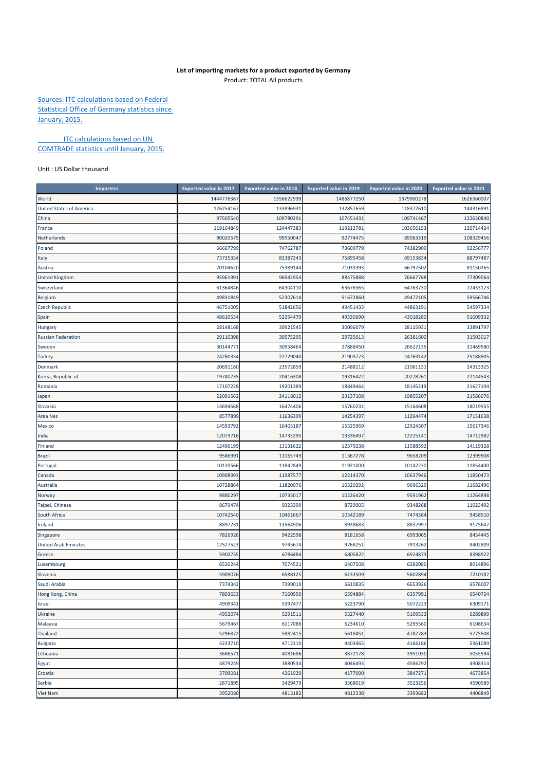**List of importing markets for a product exported by Germany**

Product: TOTAL All products

Sources: ITC calculations based on Federal Statistical Office of Germany statistics since January, 2015.

ITC calculations based on UN COMTRADE statistics until January, 2015.

Unit : US Dollar thousand

| Importers | Exported value in 2017 | Exported value in 2018 | Exported value in 2019 | Exported value in 2020 | Exported value in 2021 |
|---|---|---|---|---|---|
| World | 1444776367 | 1556622939 | 1486877250 | 1379900278 | 1626360007 |
| United States of America | 126254167 | 133896931 | 132857659 | 118372610 | 144316991 |
| China | 97505540 | 109780291 | 107451431 | 109741467 | 122630840 |
| France | 119164849 | 124447383 | 119212781 | 103656153 | 120714424 |
| Netherlands | 90020575 | 99550047 | 92774475 | 89063319 | 108329456 |
| Poland | 66667799 | 74762787 | 73609779 | 74382909 | 92256777 |
| Italy | 73735334 | 82387243 | 75895458 | 69153834 | 88797487 |
| Austria | 70104620 | 75389144 | 71033393 | 66797502 | 81150265 |
| United Kingdom | 95961991 | 96942954 | 88475888 | 76667768 | 77309064 |
| Switzerland | 61364846 | 64304110 | 63676565 | 64763730 | 72433123 |
| Belgium | 49831849 | 52307614 | 51672860 | 49472105 | 59566746 |
| Czech Republic | 46751005 | 51842656 | 49451433 | 44863191 | 54597334 |
| Spain | 48610534 | 52254479 | 49530690 | 43018280 | 51609332 |
| Hungary | 28148168 | 30921545 | 30096079 | 28115931 | 33891797 |
| Russian Federation | 29110398 | 30575295 | 29725013 | 26381600 | 31503017 |
| Sweden | 30144771 | 30958464 | 27888450 | 26622135 | 31469580 |
| Turkey | 24280334 | 22729040 | 21903773 | 24769142 | 25188905 |
| Denmark | 20691180 | 23572859 | 21488112 | 21061131 | 24313325 |
| Korea, Republic of | 19740735 | 20416308 | 19316422 | 20278261 | 22144543 |
| Romania | 17107228 | 19201389 | 18849464 | 18145219 | 21627104 |
| Japan | 22091562 | 24118012 | 23137108 | 19855207 | 21566076 |
| Slovakia | 14694568 | 16474406 | 15760231 | 15164608 | 18019955 |
| Area Nes | 8577899 | 11636399 | 14254397 | 11264474 | 17151638 |
| Mexico | 14593792 | 16405187 | 15325969 | 12924307 | 15617346 |
| India | 12073716 | 14733295 | 13336497 | 12225141 | 14712982 |
| Finland | 12496199 | 13131622 | 12379238 | 11588592 | 14119328 |
| Brazil | 9586991 | 11165749 | 11367278 | 9658209 | 12399908 |
| Portugal | 10120566 | 11842849 | 11921000 | 10142230 | 11854400 |
| Canada | 10908993 | 11987577 | 12214370 | 10637946 | 11850473 |
| Australia | 10728864 | 11820076 | 10320292 | 9696329 | 11682496 |
| Norway | 9880297 | 10735017 | 10226420 | 9591962 | 11264898 |
| Taipei, Chinese | 8679474 | 9323399 | 8729005 | 9348268 | 11023492 |
| South Africa | 10742540 | 10461667 | 10342189 | 7474384 | 9458510 |
| Ireland | 8897231 | 13564906 | 8938683 | 8837997 | 9175647 |
| Singapore | 7826926 | 9422598 | 8181658 | 6993065 | 8454445 |
| United Arab Emirates | 12527523 | 9745674 | 9768251 | 7913262 | 8402809 |
| Greece | 5902755 | 6786484 | 6805822 | 6924873 | 8398922 |
| Luxembourg | 6530244 | 7074521 | 6407508 | 6282080 | 8014896 |
| Slovenia | 5909076 | 6588125 | 6133509 | 5602894 | 7210187 |
| Saudi Arabia | 7374342 | 7399019 | 6610835 | 6653926 | 6576007 |
| Hong Kong, China | 7803633 | 7160950 | 6594884 | 6357991 | 6540724 |
| Israel | 4909341 | 5397477 | 5223790 | 5072223 | 6309171 |
| Ukraine | 4952074 | 5291511 | 5327440 | 5109533 | 6289899 |
| Malaysia | 5679467 | 6117086 | 6234610 | 5295560 | 6108634 |
| Thailand | 5296872 | 5982415 | 5618451 | 4782783 | 5775508 |
| Bulgaria | 4233710 | 4712110 | 4403465 | 4166186 | 5361089 |
| Lithuania | 3686571 | 4081686 | 3872178 | 3951030 | 5055594 |
| Egypt | 4879249 | 3880534 | 4046493 | 4586292 | 4908314 |
| Croatia | 3709081 | 4261920 | 4177090 | 3847271 | 4673854 |
| Serbia | 2871895 | 3429479 | 3568019 | 3523256 | 4590989 |
| Viet Nam | 3952080 | 4813182 | 4812338 | 3393682 | 4406849 |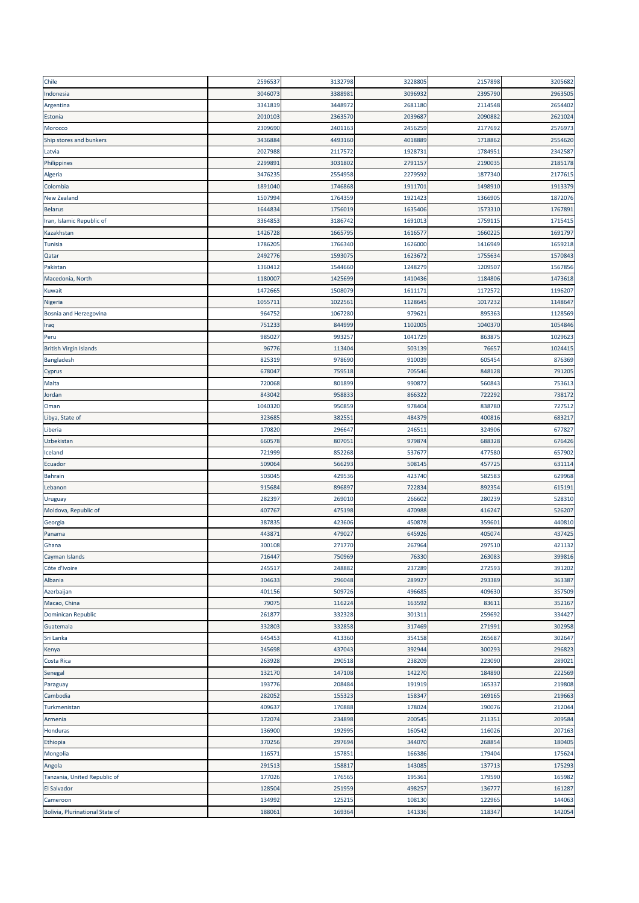| | | | | | |
|---|---|---|---|---|---|
| Chile | 2596537 | 3132798 | 3228805 | 2157898 | 3205682 |
| Indonesia | 3046073 | 3388981 | 3096932 | 2395790 | 2963505 |
| Argentina | 3341819 | 3448972 | 2681180 | 2114548 | 2654402 |
| Estonia | 2010103 | 2363570 | 2039687 | 2090882 | 2621024 |
| Morocco | 2309690 | 2401163 | 2456259 | 2177692 | 2576973 |
| Ship stores and bunkers | 3436884 | 4493160 | 4018889 | 1718862 | 2554620 |
| Latvia | 2027988 | 2117572 | 1928731 | 1784951 | 2342587 |
| Philippines | 2299891 | 3031802 | 2791157 | 2190035 | 2185178 |
| Algeria | 3476235 | 2554958 | 2279592 | 1877340 | 2177615 |
| Colombia | 1891040 | 1746868 | 1911701 | 1498910 | 1913379 |
| New Zealand | 1507994 | 1764359 | 1921423 | 1366905 | 1872076 |
| Belarus | 1644834 | 1756019 | 1635406 | 1573310 | 1767891 |
| Iran, Islamic Republic of | 3364853 | 3186742 | 1691013 | 1759115 | 1715415 |
| Kazakhstan | 1426728 | 1665795 | 1616577 | 1660225 | 1691797 |
| Tunisia | 1786205 | 1766340 | 1626000 | 1416949 | 1659218 |
| Qatar | 2492776 | 1593075 | 1623672 | 1755634 | 1570843 |
| Pakistan | 1360412 | 1544660 | 1248279 | 1209507 | 1567856 |
| Macedonia, North | 1180007 | 1425699 | 1410436 | 1184806 | 1473618 |
| Kuwait | 1472665 | 1508079 | 1611171 | 1172572 | 1196207 |
| Nigeria | 1055711 | 1022561 | 1128645 | 1017232 | 1148647 |
| Bosnia and Herzegovina | 964752 | 1067280 | 979621 | 895363 | 1128569 |
| Iraq | 751233 | 844999 | 1102005 | 1040370 | 1054846 |
| Peru | 985027 | 993257 | 1041729 | 863875 | 1029623 |
| British Virgin Islands | 96776 | 113404 | 503139 | 76657 | 1024415 |
| Bangladesh | 825319 | 978690 | 910039 | 605454 | 876369 |
| Cyprus | 678047 | 759518 | 705546 | 848128 | 791205 |
| Malta | 720068 | 801899 | 990872 | 560843 | 753613 |
| Jordan | 843042 | 958833 | 866322 | 722292 | 738172 |
| Oman | 1040320 | 950859 | 978404 | 838780 | 727512 |
| Libya, State of | 323685 | 382551 | 484379 | 400816 | 683217 |
| Liberia | 170820 | 296647 | 246511 | 324906 | 677827 |
| Uzbekistan | 660578 | 807051 | 979874 | 688328 | 676426 |
| Iceland | 721999 | 852268 | 537677 | 477580 | 657902 |
| Ecuador | 509064 | 566293 | 508145 | 457725 | 631114 |
| Bahrain | 503045 | 429536 | 423740 | 582583 | 629968 |
| Lebanon | 915684 | 896897 | 722834 | 892354 | 615191 |
| Uruguay | 282397 | 269010 | 266602 | 280239 | 528310 |
| Moldova, Republic of | 407767 | 475198 | 470988 | 416247 | 526207 |
| Georgia | 387835 | 423606 | 450878 | 359601 | 440810 |
| Panama | 443871 | 479027 | 645926 | 405074 | 437425 |
| Ghana | 300108 | 271770 | 267964 | 297510 | 421132 |
| Cayman Islands | 716447 | 750969 | 76330 | 263083 | 399816 |
| Côte d'Ivoire | 245517 | 248882 | 237289 | 272593 | 391202 |
| Albania | 304633 | 296048 | 289927 | 293389 | 363387 |
| Azerbaijan | 401156 | 509726 | 496685 | 409630 | 357509 |
| Macao, China | 79075 | 116224 | 163592 | 83611 | 352167 |
| Dominican Republic | 261877 | 332328 | 301311 | 259692 | 334427 |
| Guatemala | 332803 | 332858 | 317469 | 271991 | 302958 |
| Sri Lanka | 645453 | 413360 | 354158 | 265687 | 302647 |
| Kenya | 345698 | 437043 | 392944 | 300293 | 296823 |
| Costa Rica | 263928 | 290518 | 238209 | 223090 | 289021 |
| Senegal | 132170 | 147108 | 142270 | 184890 | 222569 |
| Paraguay | 193776 | 208484 | 191919 | 165337 | 219808 |
| Cambodia | 282052 | 155323 | 158347 | 169165 | 219663 |
| Turkmenistan | 409637 | 170888 | 178024 | 190076 | 212044 |
| Armenia | 172074 | 234898 | 200545 | 211351 | 209584 |
| Honduras | 136900 | 192995 | 160542 | 116026 | 207163 |
| Ethiopia | 370256 | 297694 | 344070 | 268854 | 180405 |
| Mongolia | 116571 | 157851 | 166386 | 179404 | 175624 |
| Angola | 291513 | 158817 | 143085 | 137713 | 175293 |
| Tanzania, United Republic of | 177026 | 176565 | 195361 | 179590 | 165982 |
| El Salvador | 128504 | 251959 | 498257 | 136777 | 161287 |
| Cameroon | 134992 | 125215 | 108130 | 122965 | 144063 |
| Bolivia, Plurinational State of | 188061 | 169364 | 141336 | 118347 | 142054 |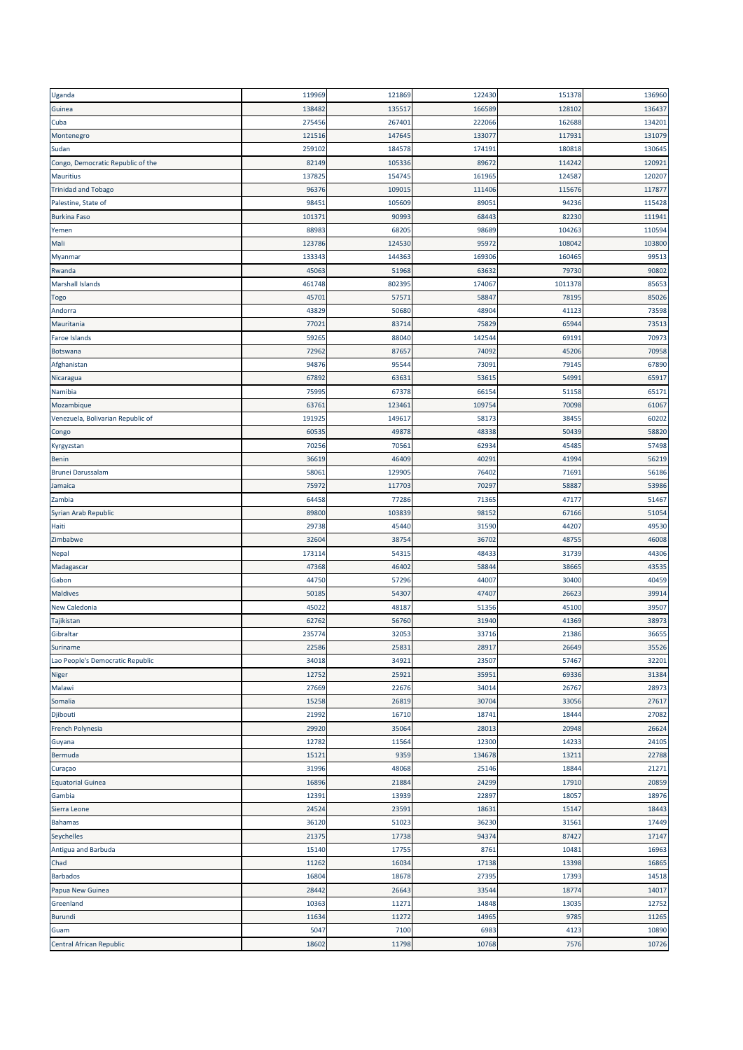| Uganda | 119969 | 121869 | 122430 | 151378 | 136960 |
|---|---|---|---|---|---|
| Guinea | 138482 | 135517 | 166589 | 128102 | 136437 |
| Cuba | 275456 | 267401 | 222066 | 162688 | 134201 |
| Montenegro | 121516 | 147645 | 133077 | 117931 | 131079 |
| Sudan | 259102 | 184578 | 174191 | 180818 | 130645 |
| Congo, Democratic Republic of the | 82149 | 105336 | 89672 | 114242 | 120921 |
| Mauritius | 137825 | 154745 | 161965 | 124587 | 120207 |
| Trinidad and Tobago | 96376 | 109015 | 111406 | 115676 | 117877 |
| Palestine, State of | 98451 | 105609 | 89051 | 94236 | 115428 |
| Burkina Faso | 101371 | 90993 | 68443 | 82230 | 111941 |
| Yemen | 88983 | 68205 | 98689 | 104263 | 110594 |
| Mali | 123786 | 124530 | 95972 | 108042 | 103800 |
| Myanmar | 133343 | 144363 | 169306 | 160465 | 99513 |
| Rwanda | 45063 | 51968 | 63632 | 79730 | 90802 |
| Marshall Islands | 461748 | 802395 | 174067 | 1011378 | 85653 |
| Togo | 45701 | 57571 | 58847 | 78195 | 85026 |
| Andorra | 43829 | 50680 | 48904 | 41123 | 73598 |
| Mauritania | 77021 | 83714 | 75829 | 65944 | 73513 |
| Faroe Islands | 59265 | 88040 | 142544 | 69191 | 70973 |
| Botswana | 72962 | 87657 | 74092 | 45206 | 70958 |
| Afghanistan | 94876 | 95544 | 73091 | 79145 | 67890 |
| Nicaragua | 67892 | 63631 | 53615 | 54991 | 65917 |
| Namibia | 75995 | 67378 | 66154 | 51158 | 65171 |
| Mozambique | 63761 | 123461 | 109754 | 70098 | 61067 |
| Venezuela, Bolivarian Republic of | 191925 | 149617 | 58173 | 38455 | 60202 |
| Congo | 60535 | 49878 | 48338 | 50439 | 58820 |
| Kyrgyzstan | 70256 | 70561 | 62934 | 45485 | 57498 |
| Benin | 36619 | 46409 | 40291 | 41994 | 56219 |
| Brunei Darussalam | 58061 | 129905 | 76402 | 71691 | 56186 |
| Jamaica | 75972 | 117703 | 70297 | 58887 | 53986 |
| Zambia | 64458 | 77286 | 71365 | 47177 | 51467 |
| Syrian Arab Republic | 89800 | 103839 | 98152 | 67166 | 51054 |
| Haiti | 29738 | 45440 | 31590 | 44207 | 49530 |
| Zimbabwe | 32604 | 38754 | 36702 | 48755 | 46008 |
| Nepal | 173114 | 54315 | 48433 | 31739 | 44306 |
| Madagascar | 47368 | 46402 | 58844 | 38665 | 43535 |
| Gabon | 44750 | 57296 | 44007 | 30400 | 40459 |
| Maldives | 50185 | 54307 | 47407 | 26623 | 39914 |
| New Caledonia | 45022 | 48187 | 51356 | 45100 | 39507 |
| Tajikistan | 62762 | 56760 | 31940 | 41369 | 38973 |
| Gibraltar | 235774 | 32053 | 33716 | 21386 | 36655 |
| Suriname | 22586 | 25831 | 28917 | 26649 | 35526 |
| Lao People's Democratic Republic | 34018 | 34921 | 23507 | 57467 | 32201 |
| Niger | 12752 | 25921 | 35951 | 69336 | 31384 |
| Malawi | 27669 | 22676 | 34014 | 26767 | 28973 |
| Somalia | 15258 | 26819 | 30704 | 33056 | 27617 |
| Djibouti | 21992 | 16710 | 18741 | 18444 | 27082 |
| French Polynesia | 29920 | 35064 | 28013 | 20948 | 26624 |
| Guyana | 12782 | 11564 | 12300 | 14233 | 24105 |
| Bermuda | 15121 | 9359 | 134678 | 13211 | 22788 |
| Curaçao | 31996 | 48068 | 25146 | 18844 | 21271 |
| Equatorial Guinea | 16896 | 21884 | 24299 | 17910 | 20859 |
| Gambia | 12391 | 13939 | 22897 | 18057 | 18976 |
| Sierra Leone | 24524 | 23591 | 18631 | 15147 | 18443 |
| Bahamas | 36120 | 51023 | 36230 | 31561 | 17449 |
| Seychelles | 21375 | 17738 | 94374 | 87427 | 17147 |
| Antigua and Barbuda | 15140 | 17755 | 8761 | 10481 | 16963 |
| Chad | 11262 | 16034 | 17138 | 13398 | 16865 |
| Barbados | 16804 | 18678 | 27395 | 17393 | 14518 |
| Papua New Guinea | 28442 | 26643 | 33544 | 18774 | 14017 |
| Greenland | 10363 | 11271 | 14848 | 13035 | 12752 |
| Burundi | 11634 | 11272 | 14965 | 9785 | 11265 |
| Guam | 5047 | 7100 | 6983 | 4123 | 10890 |
| Central African Republic | 18602 | 11798 | 10768 | 7576 | 10726 |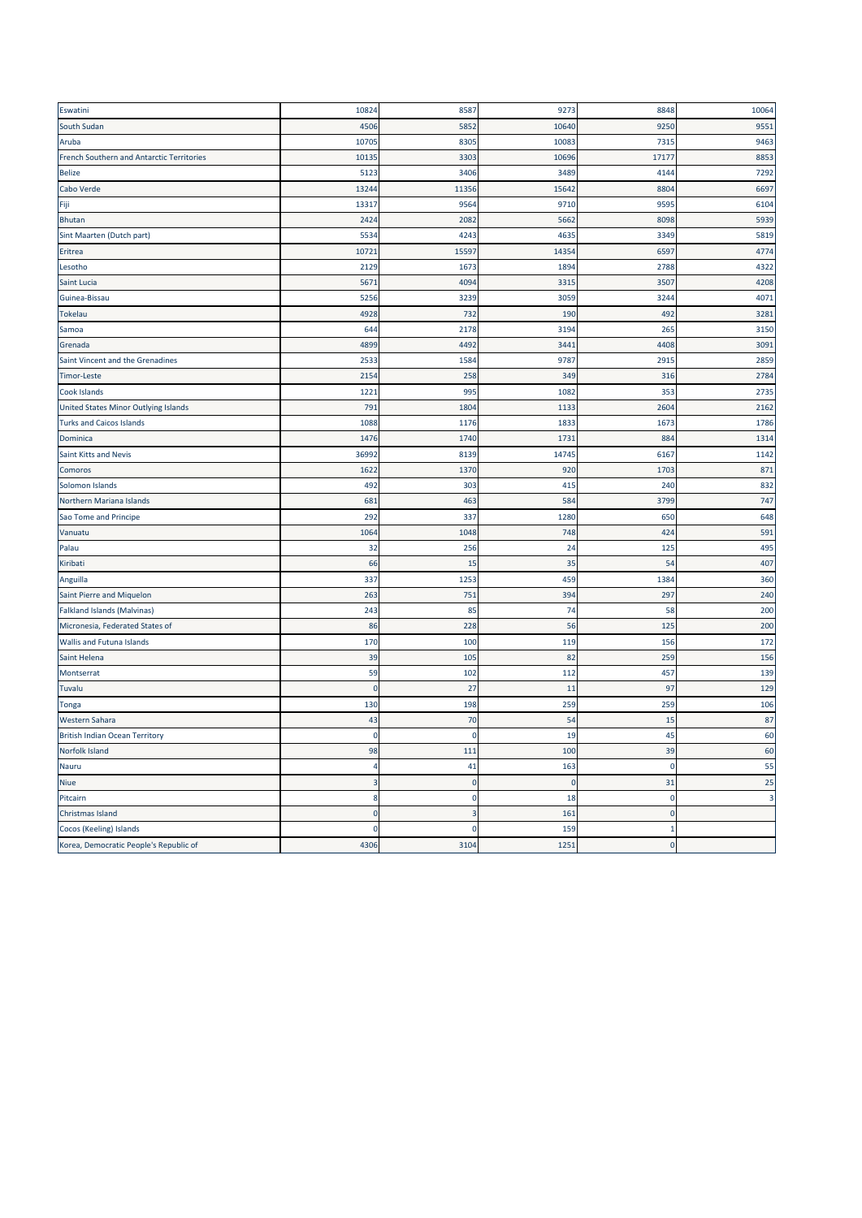| | | | | | |
|---|---|---|---|---|---|
| Eswatini | 10824 | 8587 | 9273 | 8848 | 10064 |
| South Sudan | 4506 | 5852 | 10640 | 9250 | 9551 |
| Aruba | 10705 | 8305 | 10083 | 7315 | 9463 |
| French Southern and Antarctic Territories | 10135 | 3303 | 10696 | 17177 | 8853 |
| Belize | 5123 | 3406 | 3489 | 4144 | 7292 |
| Cabo Verde | 13244 | 11356 | 15642 | 8804 | 6697 |
| Fiji | 13317 | 9564 | 9710 | 9595 | 6104 |
| Bhutan | 2424 | 2082 | 5662 | 8098 | 5939 |
| Sint Maarten (Dutch part) | 5534 | 4243 | 4635 | 3349 | 5819 |
| Eritrea | 10721 | 15597 | 14354 | 6597 | 4774 |
| Lesotho | 2129 | 1673 | 1894 | 2788 | 4322 |
| Saint Lucia | 5671 | 4094 | 3315 | 3507 | 4208 |
| Guinea-Bissau | 5256 | 3239 | 3059 | 3244 | 4071 |
| Tokelau | 4928 | 732 | 190 | 492 | 3281 |
| Samoa | 644 | 2178 | 3194 | 265 | 3150 |
| Grenada | 4899 | 4492 | 3441 | 4408 | 3091 |
| Saint Vincent and the Grenadines | 2533 | 1584 | 9787 | 2915 | 2859 |
| Timor-Leste | 2154 | 258 | 349 | 316 | 2784 |
| Cook Islands | 1221 | 995 | 1082 | 353 | 2735 |
| United States Minor Outlying Islands | 791 | 1804 | 1133 | 2604 | 2162 |
| Turks and Caicos Islands | 1088 | 1176 | 1833 | 1673 | 1786 |
| Dominica | 1476 | 1740 | 1731 | 884 | 1314 |
| Saint Kitts and Nevis | 36992 | 8139 | 14745 | 6167 | 1142 |
| Comoros | 1622 | 1370 | 920 | 1703 | 871 |
| Solomon Islands | 492 | 303 | 415 | 240 | 832 |
| Northern Mariana Islands | 681 | 463 | 584 | 3799 | 747 |
| Sao Tome and Principe | 292 | 337 | 1280 | 650 | 648 |
| Vanuatu | 1064 | 1048 | 748 | 424 | 591 |
| Palau | 32 | 256 | 24 | 125 | 495 |
| Kiribati | 66 | 15 | 35 | 54 | 407 |
| Anguilla | 337 | 1253 | 459 | 1384 | 360 |
| Saint Pierre and Miquelon | 263 | 751 | 394 | 297 | 240 |
| Falkland Islands (Malvinas) | 243 | 85 | 74 | 58 | 200 |
| Micronesia, Federated States of | 86 | 228 | 56 | 125 | 200 |
| Wallis and Futuna Islands | 170 | 100 | 119 | 156 | 172 |
| Saint Helena | 39 | 105 | 82 | 259 | 156 |
| Montserrat | 59 | 102 | 112 | 457 | 139 |
| Tuvalu | 0 | 27 | 11 | 97 | 129 |
| Tonga | 130 | 198 | 259 | 259 | 106 |
| Western Sahara | 43 | 70 | 54 | 15 | 87 |
| British Indian Ocean Territory | 0 | 0 | 19 | 45 | 60 |
| Norfolk Island | 98 | 111 | 100 | 39 | 60 |
| Nauru | 4 | 41 | 163 | 0 | 55 |
| Niue | 3 | 0 | 0 | 31 | 25 |
| Pitcairn | 8 | 0 | 18 | 0 | 3 |
| Christmas Island | 0 | 3 | 161 | 0 | |
| Cocos (Keeling) Islands | 0 | 0 | 159 | 1 | |
| Korea, Democratic People's Republic of | 4306 | 3104 | 1251 | 0 | |